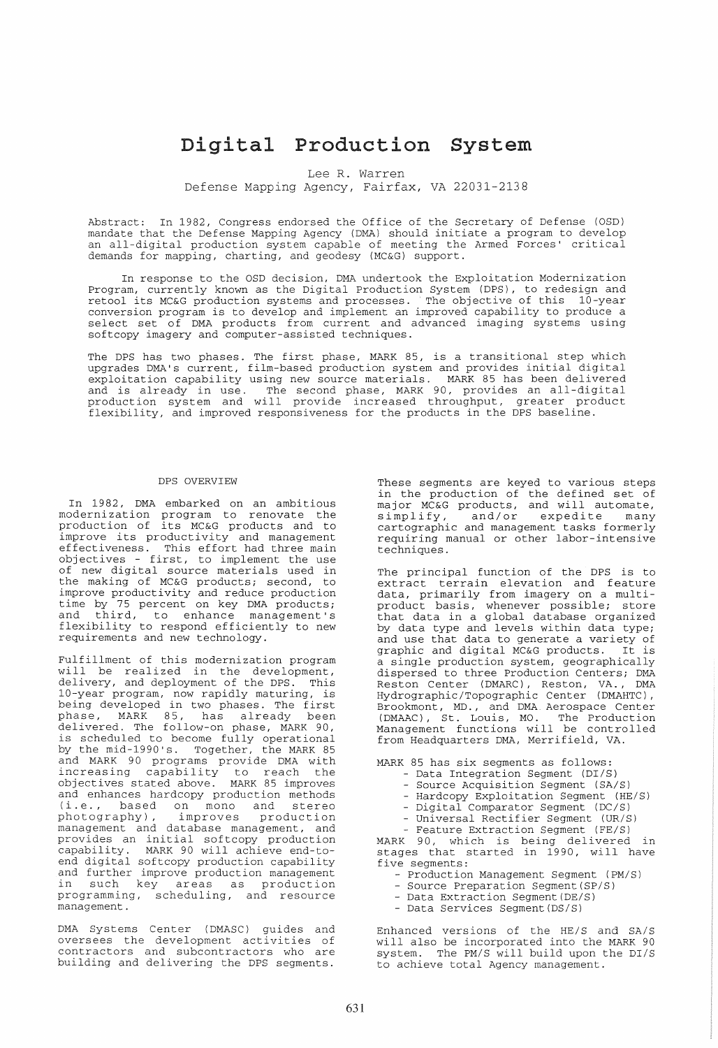# Digital Production System

Lee R. Warren
Defense Mapping Agency, Fairfax, VA 22031-2138

Abstract: In 1982, Congress endorsed the Office of the Secretary of Defense (OSD) mandate that the Defense Mapping Agency (DMA) should initiate a program to develop an all-digital production system capable of meeting the Armed Forces' critical demands for mapping, charting, and geodesy (MC&G) support.

In response to the OSD decision, DMA undertook the Exploitation Modernization Program, currently known as the Digital Production System (DPS), to redesign and retool its MC&G production systems and processes. The objective of this 10-year conversion program is to develop and implement an improved capability to produce a select set of DMA products from current and advanced imaging systems using softcopy imagery and computer-assisted techniques.

The DPS has two phases. The first phase, MARK 85, is a transitional step which upgrades DMA's current, film-based production system and provides initial digital exploitation capability using new source materials. MARK 85 has been delivered and is already in use. The second phase, MARK 90, provides an all-digital production system and will provide increased throughput, greater product flexibility, and improved responsiveness for the products in the DPS baseline.

## DPS OVERVIEW

In 1982, DMA embarked on an ambitious modernization program to renovate the production of its MC&G products and to improve its productivity and management effectiveness. This effort had three main objectives - first, to implement the use of new digital source materials used in the making of MC&G products; second, to improve productivity and reduce production time by 75 percent on key DMA products; and third, to enhance management's flexibility to respond efficiently to new requirements and new technology.

Fulfillment of this modernization program will be realized in the development, delivery, and deployment of the DPS. This 10-year program, now rapidly maturing, is being developed in two phases. The first phase, MARK 85, has already been delivered. The follow-on phase, MARK 90, is scheduled to become fully operational by the mid-1990's. Together, the MARK 85 and MARK 90 programs provide DMA with increasing capability to reach the objectives stated above. MARK 85 improves and enhances hardcopy production methods (i.e., based on mono and stereo photography), improves production management and database management, and provides an initial softcopy production capability. MARK 90 will achieve end-to-end digital softcopy production capability and further improve production management in such key areas as production programming, scheduling, and resource management.

DMA Systems Center (DMASC) guides and oversees the development activities of contractors and subcontractors who are building and delivering the DPS segments. These segments are keyed to various steps in the production of the defined set of major MC&G products, and will automate, simplify, and/or expedite many cartographic and management tasks formerly requiring manual or other labor-intensive techniques.

The principal function of the DPS is to extract terrain elevation and feature data, primarily from imagery on a multi-product basis, whenever possible; store that data in a global database organized by data type and levels within data type; and use that data to generate a variety of graphic and digital MC&G products. It is a single production system, geographically dispersed to three Production Centers; DMA Reston Center (DMARC), Reston, VA., DMA Hydrographic/Topographic Center (DMAHTC), Brookmont, MD., and DMA Aerospace Center (DMAAC), St. Louis, MO. The Production Management functions will be controlled from Headquarters DMA, Merrifield, VA.

MARK 85 has six segments as follows:

- Data Integration Segment (DI/S)
- Source Acquisition Segment (SA/S)
- Hardcopy Exploitation Segment (HE/S)
- Digital Comparator Segment (DC/S)
- Universal Rectifier Segment (UR/S)
- Feature Extraction Segment (FE/S)

MARK 90, which is being delivered in stages that started in 1990, will have five segments:

- Production Management Segment (PM/S)
- Source Preparation Segment (SP/S)
- Data Extraction Segment (DE/S)
- Data Services Segment (DS/S)

Enhanced versions of the HE/S and SA/S will also be incorporated into the MARK 90 system. The PM/S will build upon the DI/S to achieve total Agency management.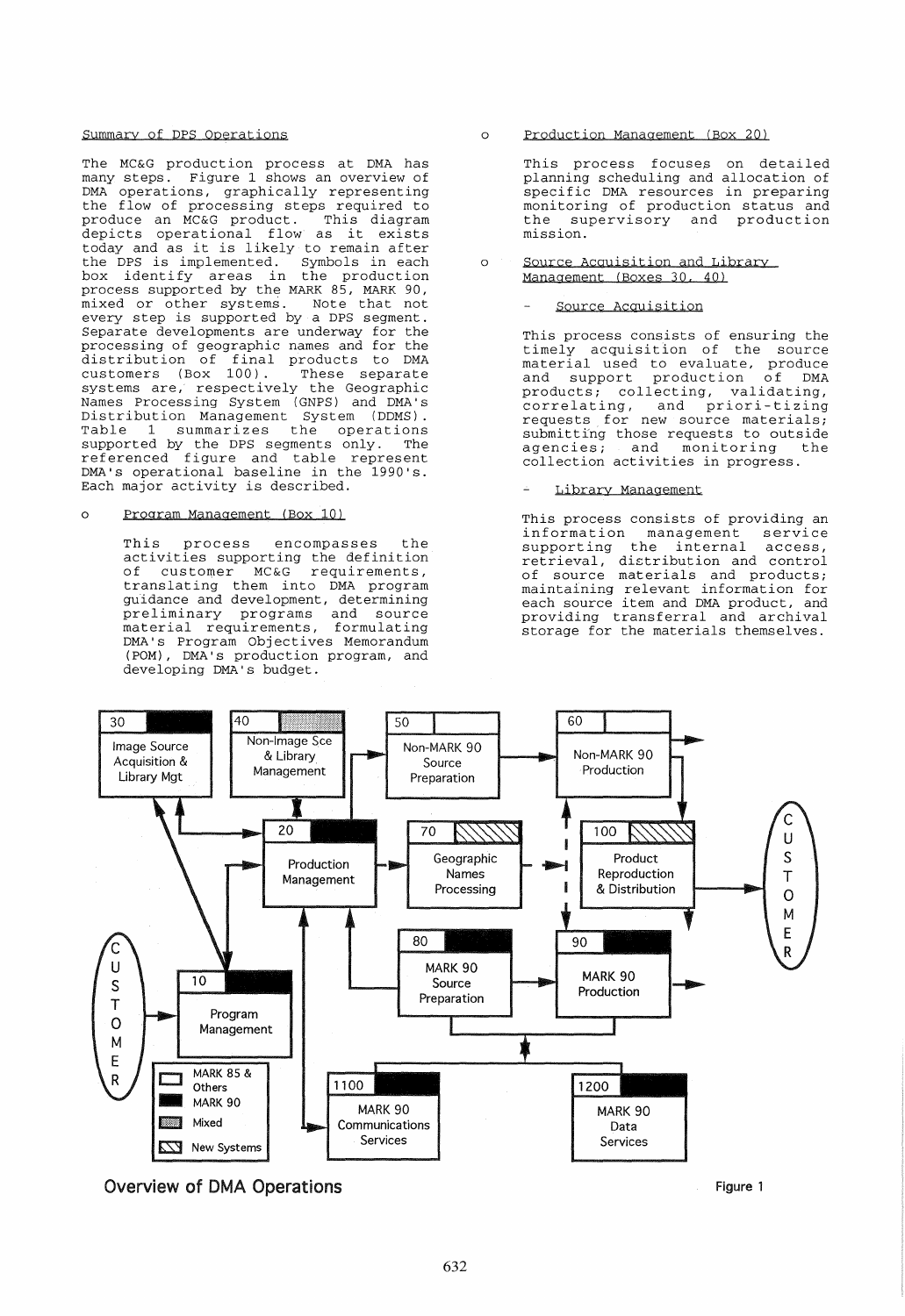Summary of DPS Operations

The MC&G production process at DMA has many steps. Figure 1 shows an overview of DMA operations, graphically representing the flow of processing steps required to produce an MC&G product. This diagram depicts operational flow as it exists today and as it is likely to remain after the DPS is implemented. Symbols in each box identify areas in the production process supported by the MARK 85, MARK 90, mixed or other systems. Note that not every step is supported by a DPS segment. Separate developments are underway for the processing of geographic names and for the distribution of final products to DMA customers (Box 100). These separate systems are, respectively the Geographic Names Processing System (GNPS) and DMA's Distribution Management System (DDMS). Table 1 summarizes the operations supported by the DPS segments only. The referenced figure and table represent DMA's operational baseline in the 1990's. Each major activity is described.

- Program Management (Box 10)

  This process encompasses the activities supporting the definition of customer MC&G requirements, translating them into DMA program guidance and development, determining preliminary programs and source material requirements, formulating DMA's Program Objectives Memorandum (POM), DMA's production program, and developing DMA's budget.

- Production Management (Box 20)

  This process focuses on detailed planning scheduling and allocation of specific DMA resources in preparing monitoring of production status and the supervisory and production mission.

- Source Acquisition and Library Management (Boxes 30, 40)

  - Source Acquisition

  This process consists of ensuring the timely acquisition of the source material used to evaluate, produce and support production of DMA products; collecting, validating, correlating, and priori-tizing requests for new source materials; submitting those requests to outside agencies; and monitoring the collection activities in progress.

  - Library Management

  This process consists of providing an information management service supporting the internal access, retrieval, distribution and control of source materials and products; maintaining relevant information for each source item and DMA product, and providing transferral and archival storage for the materials themselves.

Overview of DMA Operations

Figure 1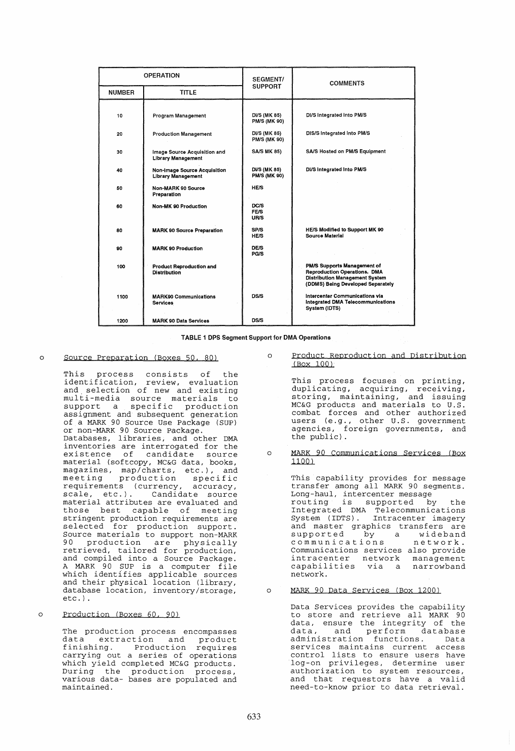| OPERATION | | SEGMENT/ SUPPORT | COMMENTS |
|---|---|---|---|
| NUMBER | TITLE | | |
| 10 | Program Management | DI/S (MK 85) PM/S (MK 90) | DI/S Integrated Into PM/S |
| 20 | Production Management | DI/S (MK 85) PM/S (MK 90) | DIS/S Integrated Into PM/S |
| 30 | Image Source Acquisition and Library Management | SA/S MK 85) | SA/S Hosted on PM/S Equipment |
| 40 | Non-Image Source Acquisition Library Management | DI/S (MK 85) PM/S (MK 90) | DI/S Integrated Into PM/S |
| 50 | Non-MARK 90 Source Preparation | HE/S | |
| 60 | Non-MK 90 Production | DC/S FE/S UR/S | |
| 80 | MARK 90 Source Preparation | SP/S HE/S | HE/S Modified to Support MK 90 Source Material |
| 90 | MARK 90 Production | DE/S PG/S | |
| 100 | Product Reproduction and Distribution | | PM/S Supports Management of Reproduction Operations. DMA Distribution Management System (DDMS) Being Developed Separately |
| 1100 | MARK90 Communications Services | DS/S | Intercenter Communications via Integrated DMA Telecommunications System (IDTS) |
| 1200 | MARK 90 Data Services | DS/S | |

**TABLE 1 DPS Segment Support for DMA Operations**

- Source Preparation (Boxes 50, 80)

  This process consists of the identification, review, evaluation and selection of new and existing multi-media source materials to support a specific production assignment and subsequent generation of a MARK 90 Source Use Package (SUP) or non-MARK 90 Source Package. Databases, libraries, and other DMA inventories are interrogated for the existence of candidate source material (softcopy, MC&G data, books, magazines, map/charts, etc.), and meeting production specific requirements (currency, accuracy, scale, etc.). Candidate source material attributes are evaluated and those best capable of meeting stringent production requirements are selected for production support. Source materials to support non-MARK 90 production are physically retrieved, tailored for production, and compiled into a Source Package. A MARK 90 SUP is a computer file which identifies applicable sources and their physical location (library, database location, inventory/storage, etc.).

- Production (Boxes 60, 90)

  The production process encompasses data extraction and product finishing. Production requires carrying out a series of operations which yield completed MC&G products. During the production process, various data- bases are populated and maintained.

- Product Reproduction and Distribution (Box 100)

  This process focuses on printing, duplicating, acquiring, receiving, storing, maintaining, and issuing MC&G products and materials to U.S. combat forces and other authorized users (e.g., other U.S. government agencies, foreign governments, and the public).

- MARK 90 Communications Services (Box 1100)

  This capability provides for message transfer among all MARK 90 segments. Long-haul, intercenter message routing is supported by the Integrated DMA Telecommunications System (IDTS). Intracenter imagery and master graphics transfers are supported by a wideband communications network. Communications services also provide intracenter network management capabilities via a narrowband network.

- MARK 90 Data Services (Box 1200)

  Data Services provides the capability to store and retrieve all MARK 90 data, ensure the integrity of the data, and perform database administration functions. Data services maintains current access control lists to ensure users have log-on privileges, determine user authorization to system resources, and that requestors have a valid need-to-know prior to data retrieval.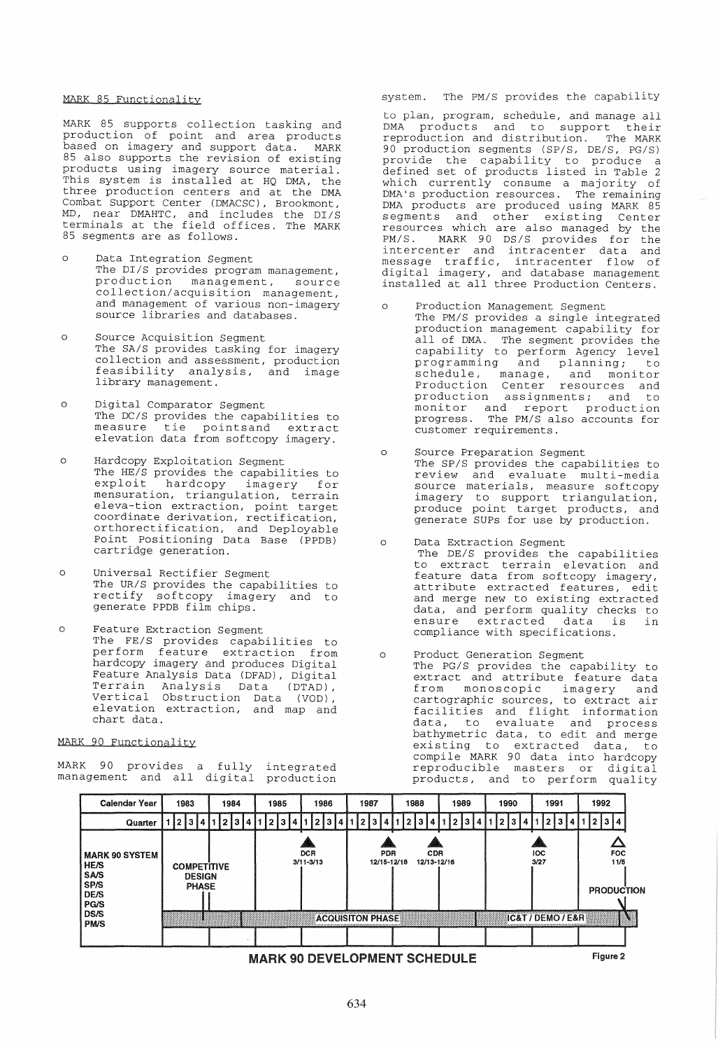## MARK 85 Functionality

MARK 85 supports collection tasking and production of point and area products based on imagery and support data. MARK 85 also supports the revision of existing products using imagery source material. This system is installed at HQ DMA, the three production centers and at the DMA Combat Support Center (DMACSC), Brookmont, MD, near DMAHTC, and includes the DI/S terminals at the field offices. The MARK 85 segments are as follows.

- Data Integration Segment
  The DI/S provides program management, production management, source collection/acquisition management, and management of various non-imagery source libraries and databases.

- Source Acquisition Segment
  The SA/S provides tasking for imagery collection and assessment, production feasibility analysis, and image library management.

- Digital Comparator Segment
  The DC/S provides the capabilities to measure tie pointsand extract elevation data from softcopy imagery.

- Hardcopy Exploitation Segment
  The HE/S provides the capabilities to exploit hardcopy imagery for mensuration, triangulation, terrain eleva-tion extraction, point target coordinate derivation, rectification, orthorectification, and Deployable Point Positioning Data Base (PPDB) cartridge generation.

- Universal Rectifier Segment
  The UR/S provides the capabilities to rectify softcopy imagery and to generate PPDB film chips.

- Feature Extraction Segment
  The FE/S provides capabilities to perform feature extraction from hardcopy imagery and produces Digital Feature Analysis Data (DFAD), Digital Terrain Analysis Data (DTAD), Vertical Obstruction Data (VOD), elevation extraction, and map and chart data.

## MARK 90 Functionality

MARK 90 provides a fully integrated management and all digital production system. The PM/S provides the capability to plan, program, schedule, and manage all DMA products and to support their reproduction and distribution. The MARK 90 production segments (SP/S, DE/S, PG/S) provide the capability to produce a defined set of products listed in Table 2 which currently consume a majority of DMA's production resources. The remaining DMA products are produced using MARK 85 segments and other existing Center resources which are also managed by the PM/S. MARK 90 DS/S provides for the intercenter and intracenter data and message traffic, intercenter flow of digital imagery, and database management installed at all three Production Centers.

- Production Management Segment
  The PM/S provides a single integrated production management capability for all of DMA. The segment provides the capability to perform Agency level programming and planning; to schedule, manage, and monitor Production Center resources and production assignments; and to monitor and report production progress. The PM/S also accounts for customer requirements.

- Source Preparation Segment
  The SP/S provides the capabilities to review and evaluate multi-media source materials, measure softcopy imagery to support triangulation, produce point target products, and generate SUPs for use by production.

- Data Extraction Segment
  The DE/S provides the capabilities to extract terrain elevation and feature data from softcopy imagery, attribute extracted features, edit and merge new to existing extracted data, and perform quality checks to ensure extracted data is in compliance with specifications.

- Product Generation Segment
  The PG/S provides the capability to extract and attribute feature data from monoscopic imagery and cartographic sources, to extract air facilities and flight information data, to evaluate and process bathymetric data, to edit and merge existing to extracted data, to compile MARK 90 data into hardcopy reproducible masters or digital products, and to perform quality

| Calendar Year | 1983 | 1984 | 1985 | 1986 | 1987 | 1988 | 1989 | 1990 | 1991 | 1992 |
|---|---|---|---|---|---|---|---|---|---|---|
| Quarter | 1 2 3 4 | 1 2 3 4 | 1 2 3 4 | 1 2 3 4 | 1 2 3 4 | 1 2 3 4 | 1 2 3 4 | 1 2 3 4 | 1 2 3 4 | 1 2 3 4 |
| MARK 90 SYSTEM (HE/S, SA/S, SP/S, DE/S, PG/S, DS/S, PM/S) | COMPETITIVE DESIGN PHASE | | | DCR 3/11-3/13 | PDR 12/15-12/18 | CDR 12/13-12/16 | | | IOC 3/27 | FOC 11/5; PRODUCTION |
| | | ACQUISITON PHASE | | | | | | IC&T / DEMO / E&R | | |

**MARK 90 DEVELOPMENT SCHEDULE** Figure 2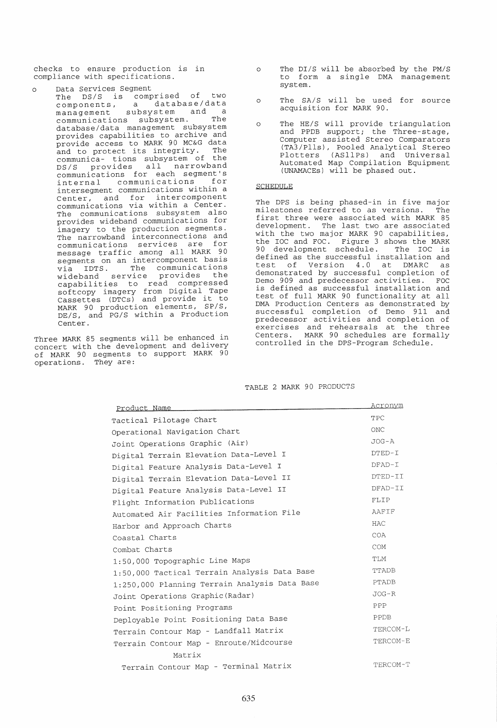checks to ensure production is in compliance with specifications.

- Data Services Segment
  The DS/S is comprised of two components, a database/data management subsystem and a communications subsystem. The database/data management subsystem provides capabilities to archive and provide access to MARK 90 MC&G data and to protect its integrity. The communica- tions subsystem of the DS/S provides all narrowband communications for each segment's internal communications for intersegment communications within a Center, and for intercomponent communications via within a Center. The communications subsystem also provides wideband communications for imagery to the production segments. The narrowband interconnections and communications services are for message traffic among all MARK 90 segments on an intercomponent basis via IDTS. The communications wideband service provides the capabilities to read compressed softcopy imagery from Digital Tape Cassettes (DTCs) and provide it to MARK 90 production elements, SP/S, DE/S, and PG/S within a Production Center.

Three MARK 85 segments will be enhanced in concert with the development and delivery of MARK 90 segments to support MARK 90 operations. They are:

- The DI/S will be absorbed by the PM/S to form a single DMA management system.
- The SA/S will be used for source acquisition for MARK 90.
- The HE/S will provide triangulation and PPDB support; the Three-stage, Computer assisted Stereo Comparators (TA3/P11s), Pooled Analytical Stereo Plotters (AS11Ps) and Universal Automated Map Compilation Equipment (UNAMACEs) will be phased out.

## SCHEDULE

The DPS is being phased-in in five major milestones referred to as versions. The first three were associated with MARK 85 development. The last two are associated with the two major MARK 90 capabilities, the IOC and FOC. Figure 3 shows the MARK 90 development schedule. The IOC is defined as the successful installation and test of Version 4.0 at DMARC as demonstrated by successful completion of Demo 909 and predecessor activities. FOC is defined as successful installation and test of full MARK 90 functionality at all DMA Production Centers as demonstrated by successful completion of Demo 911 and predecessor activities and completion of exercises and rehearsals at the three Centers. MARK 90 schedules are formally controlled in the DPS-Program Schedule.

TABLE 2 MARK 90 PRODUCTS

| Product Name | Acronym |
|---|---|
| Tactical Pilotage Chart | TPC |
| Operational Navigation Chart | ONC |
| Joint Operations Graphic (Air) | JOG-A |
| Digital Terrain Elevation Data-Level I | DTED-I |
| Digital Feature Analysis Data-Level I | DFAD-I |
| Digital Terrain Elevation Data-Level II | DTED-II |
| Digital Feature Analysis Data-Level II | DFAD-II |
| Flight Information Publications | FLIP |
| Automated Air Facilities Information File | AAFIF |
| Harbor and Approach Charts | HAC |
| Coastal Charts | COA |
| Combat Charts | COM |
| 1:50,000 Topographic Line Maps | TLM |
| 1:50,000 Tactical Terrain Analysis Data Base | TTADB |
| 1:250,000 Planning Terrain Analysis Data Base | PTADB |
| Joint Operations Graphic(Radar) | JOG-R |
| Point Positioning Programs | PPP |
| Deployable Point Positioning Data Base | PPDB |
| Terrain Contour Map - Landfall Matrix | TERCOM-L |
| Terrain Contour Map - Enroute/Midcourse Matrix | TERCOM-E |
| Terrain Contour Map - Terminal Matrix | TERCOM-T |